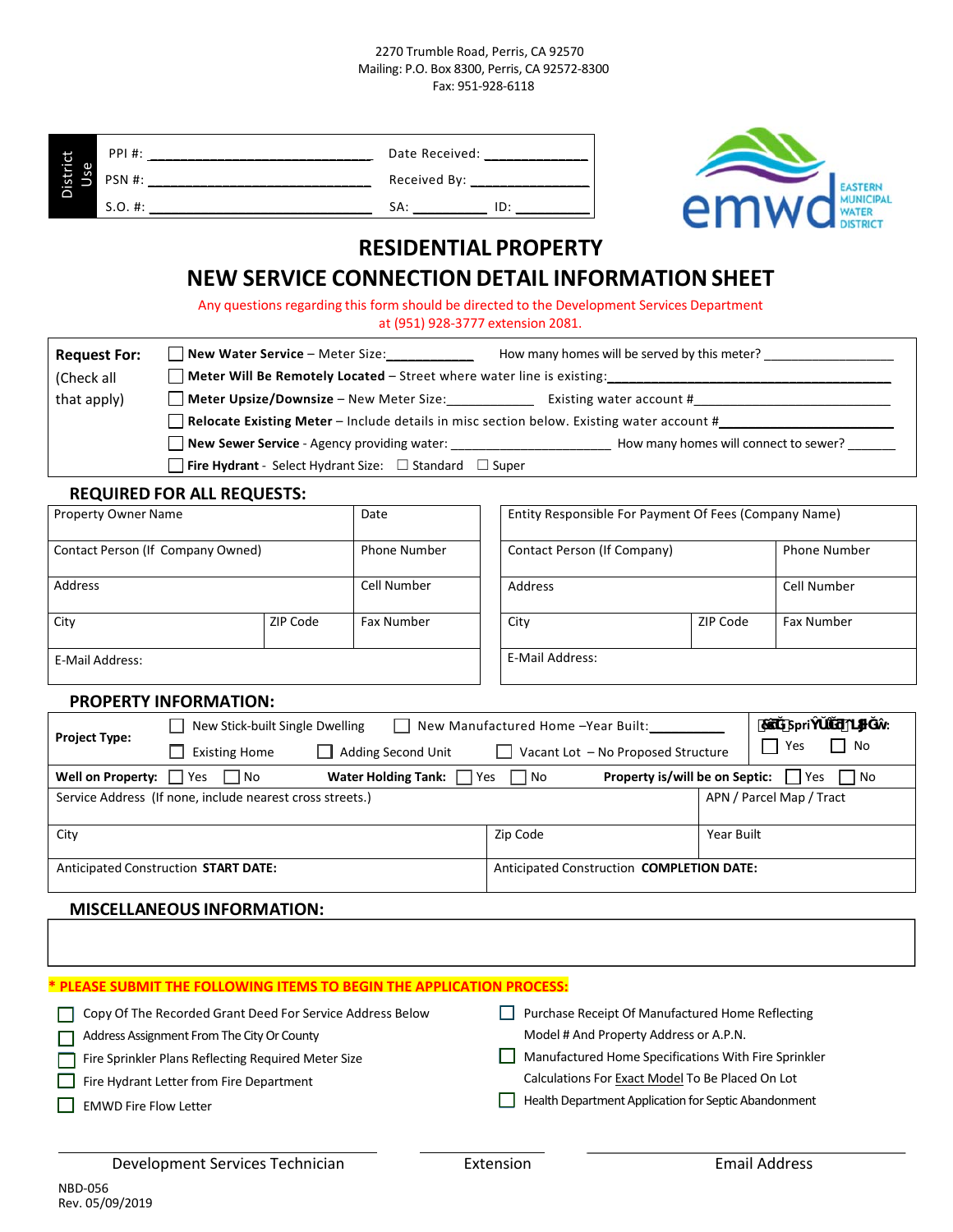2270 Trumble Road, Perris, CA 92570
Mailing: P.O. Box 8300, Perris, CA 92572-8300
Fax: 951-928-6118

| District Use | | |
|---|---|---|
| | PPI #: ______________________________ | Date Received: ______________ |
| | PSN #: ______________________________ | Received By: ________________ |
| | S.O. #: ______________________________ | SA: __________ ID: __________ |

EMWD EASTERN MUNICIPAL WATER DISTRICT

# RESIDENTIAL PROPERTY
# NEW SERVICE CONNECTION DETAIL INFORMATION SHEET

Any questions regarding this form should be directed to the Development Services Department at (951) 928-3777 extension 2081.

**Request For:** (Check all that apply)

- ☐ **New Water Service** – Meter Size:____________ How many homes will be served by this meter? ___________________
- ☐ **Meter Will Be Remotely Located** – Street where water line is existing:________________________________________
- ☐ **Meter Upsize/Downsize** – New Meter Size:____________ Existing water account #______________________________
- ☐ **Relocate Existing Meter** – Include details in misc section below. Existing water account #_____________________
- ☐ **New Sewer Service** - Agency providing water: ______________________ How many homes will connect to sewer? _______
- ☐ **Fire Hydrant** - Select Hydrant Size: ☐ Standard ☐ Super

## REQUIRED FOR ALL REQUESTS:

| Property Owner Name | | Date |
|---|---|---|
| Contact Person (If Company Owned) | | Phone Number |
| Address | | Cell Number |
| City | ZIP Code | Fax Number |
| E-Mail Address: | | |

| Entity Responsible For Payment Of Fees (Company Name) | | |
|---|---|---|
| Contact Person (If Company) | | Phone Number |
| Address | | Cell Number |
| City | ZIP Code | Fax Number |
| E-Mail Address: | | |

## PROPERTY INFORMATION:

| **Project Type:** | ☐ New Stick-built Single Dwelling ☐ New Manufactured Home –Year Built:__________ ☐ Existing Home ☐ Adding Second Unit ☐ Vacant Lot – No Proposed Structure | Fire Sprinklers: ☐ Yes ☐ No |
|---|---|---|
| **Well on Property:** ☐ Yes ☐ No | **Water Holding Tank:** ☐ Yes ☐ No | **Property is/will be on Septic:** ☐ Yes ☐ No |
| Service Address (If none, include nearest cross streets.) | | APN / Parcel Map / Tract |
| City | Zip Code | Year Built |
| Anticipated Construction **START DATE:** | Anticipated Construction **COMPLETION DATE:** | |

## MISCELLANEOUS INFORMATION:

&nbsp;

**\* PLEASE SUBMIT THE FOLLOWING ITEMS TO BEGIN THE APPLICATION PROCESS:**

- ☐ Copy Of The Recorded Grant Deed For Service Address Below
- ☐ Address Assignment From The City Or County
- ☐ Fire Sprinkler Plans Reflecting Required Meter Size
- ☐ Fire Hydrant Letter from Fire Department
- ☐ EMWD Fire Flow Letter
- ☐ Purchase Receipt Of Manufactured Home Reflecting Model # And Property Address or A.P.N.
- ☐ Manufactured Home Specifications With Fire Sprinkler Calculations For Exact Model To Be Placed On Lot
- ☐ Health Department Application for Septic Abandonment

| Development Services Technician | Extension | Email Address |
|---|---|---|

NBD-056
Rev. 05/09/2019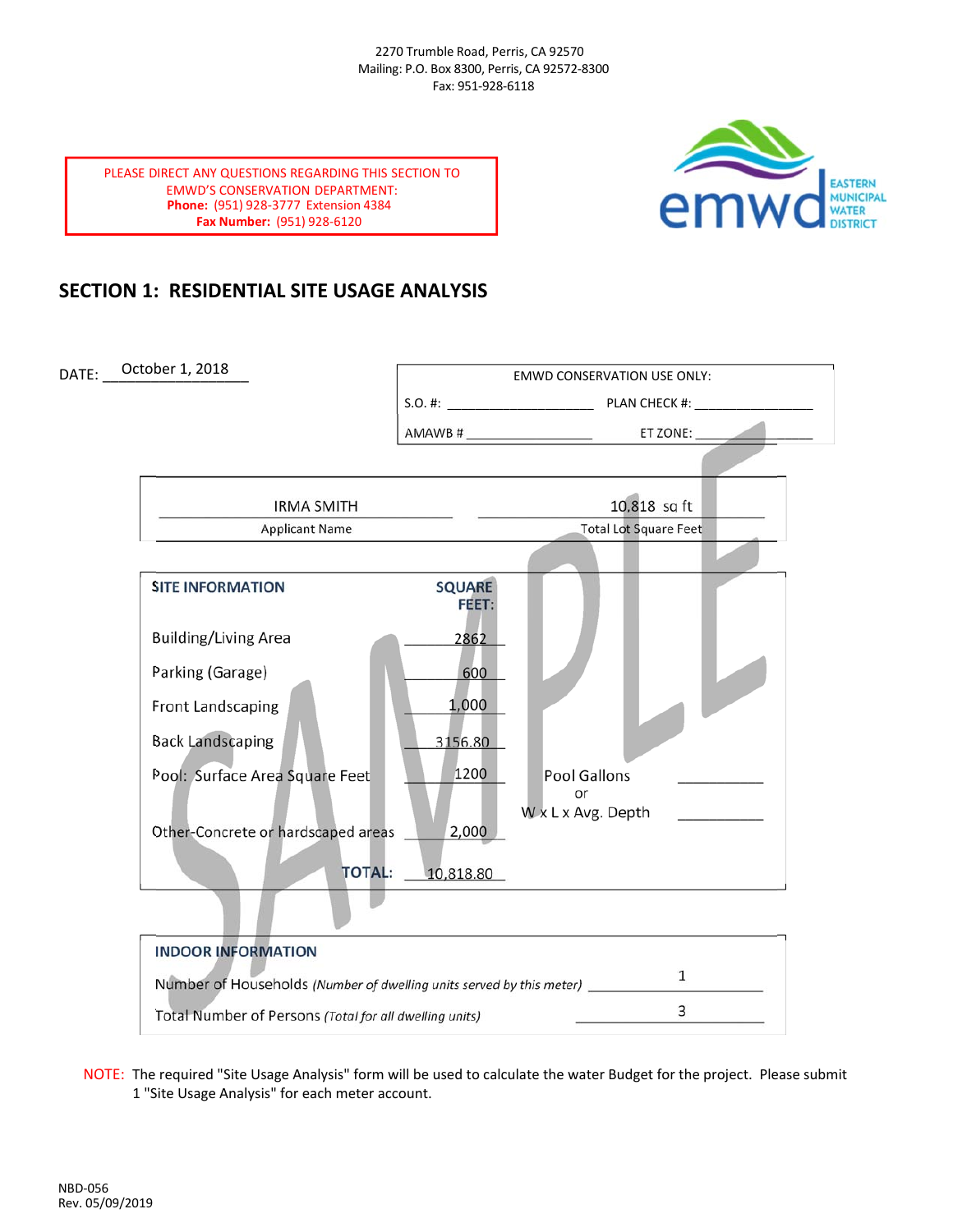2270 Trumble Road, Perris, CA 92570
Mailing: P.O. Box 8300, Perris, CA 92572-8300
Fax: 951-928-6118

PLEASE DIRECT ANY QUESTIONS REGARDING THIS SECTION TO EMWD'S CONSERVATION DEPARTMENT:
**Phone:** (951) 928-3777 Extension 4384
**Fax Number:** (951) 928-6120

emwd EASTERN MUNICIPAL WATER DISTRICT

## SECTION 1: RESIDENTIAL SITE USAGE ANALYSIS

DATE: October 1, 2018

| EMWD CONSERVATION USE ONLY: | |
|---|---|
| S.O. #: ____________ | PLAN CHECK #: ____________ |
| AMAWB # ____________ | ET ZONE: ____________ |

| IRMA SMITH | 10,818 sq ft |
|---|---|
| Applicant Name | Total Lot Square Feet |

| SITE INFORMATION | SQUARE FEET: | | |
|---|---|---|---|
| Building/Living Area | 2862 | | |
| Parking (Garage) | 600 | | |
| Front Landscaping | 1,000 | | |
| Back Landscaping | 3156.80 | | |
| Pool: Surface Area Square Feet | 1200 | Pool Gallons or W x L x Avg. Depth | ____________ ____________ |
| Other-Concrete or hardscaped areas | 2,000 | | |
| **TOTAL:** | 10,818.80 | | |

**INDOOR INFORMATION**

| | |
|---|---|
| Number of Households *(Number of dwelling units served by this meter)* | 1 |
| Total Number of Persons *(Total for all dwelling units)* | 3 |

NOTE: The required "Site Usage Analysis" form will be used to calculate the water Budget for the project. Please submit 1 "Site Usage Analysis" for each meter account.

NBD-056
Rev. 05/09/2019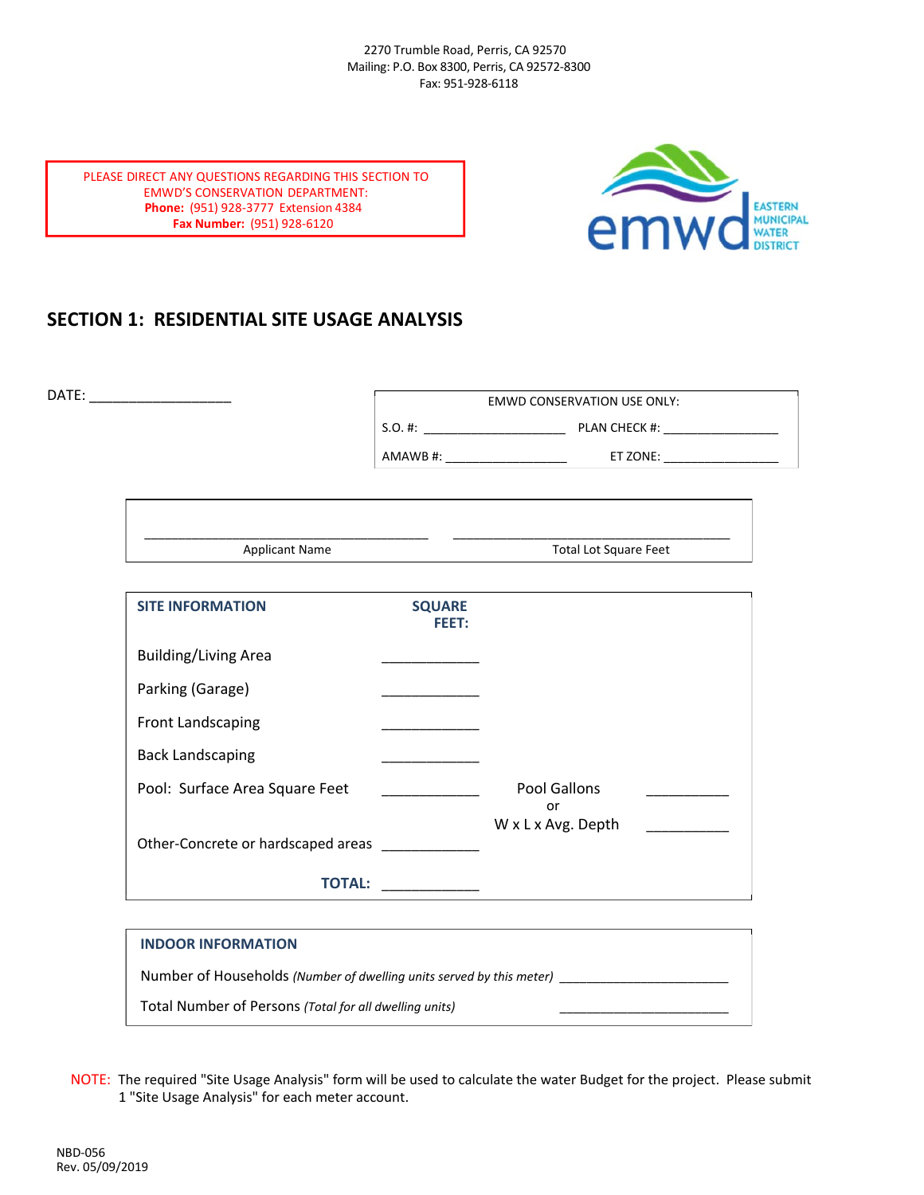2270 Trumble Road, Perris, CA 92570
Mailing: P.O. Box 8300, Perris, CA 92572-8300
Fax: 951-928-6118

PLEASE DIRECT ANY QUESTIONS REGARDING THIS SECTION TO
EMWD'S CONSERVATION DEPARTMENT:
**Phone:** (951) 928-3777 Extension 4384
**Fax Number:** (951) 928-6120

emwd EASTERN MUNICIPAL WATER DISTRICT

## SECTION 1: RESIDENTIAL SITE USAGE ANALYSIS

DATE: ___________________

| EMWD CONSERVATION USE ONLY: | |
|---|---|
| S.O. #: _____________________ | PLAN CHECK #: _________________ |
| AMAWB #: __________________ | ET ZONE: _________________ |

| | |
|---|---|
| ________________________________________ | ________________________________________ |
| Applicant Name | Total Lot Square Feet |

| SITE INFORMATION | SQUARE FEET: | | |
|---|---|---|---|
| Building/Living Area | ____________ | | |
| Parking (Garage) | ____________ | | |
| Front Landscaping | ____________ | | |
| Back Landscaping | ____________ | | |
| Pool: Surface Area Square Feet | ____________ | Pool Gallons | __________ |
| | | or | |
| | | W x L x Avg. Depth | __________ |
| Other-Concrete or hardscaped areas | ____________ | | |
| **TOTAL:** | ____________ | | |

**INDOOR INFORMATION**

Number of Households *(Number of dwelling units served by this meter)* ______________________

Total Number of Persons *(Total for all dwelling units)* ______________________

NOTE: The required "Site Usage Analysis" form will be used to calculate the water Budget for the project. Please submit 1 "Site Usage Analysis" for each meter account.

NBD-056
Rev. 05/09/2019